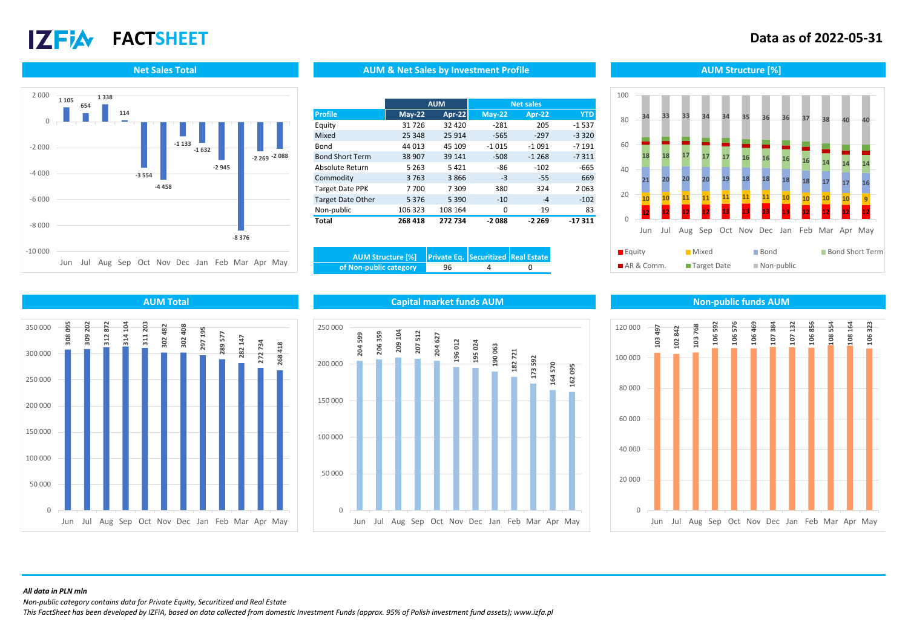# IZFiA FACTSHEET

**Data as of 2022-05-31**

## Net Sales Total

| Month | Net Sales |
|---|---|
| Jun | 1 105 |
| Jul | 654 |
| Aug | 1 338 |
| Sep | 114 |
| Oct | -3 554 |
| Nov | -4 458 |
| Dec | -1 133 |
| Jan | -1 632 |
| Feb | -2 945 |
| Mar | -8 376 |
| Apr | -2 269 |
| May | -2 088 |

## AUM & Net Sales by Investment Profile

| Profile | AUM May-22 | AUM Apr-22 | Net sales May-22 | Net sales Apr-22 | Net sales YTD |
|---|---|---|---|---|---|
| Equity | 31 726 | 32 420 | -281 | 205 | -1 537 |
| Mixed | 25 348 | 25 914 | -565 | -297 | -3 320 |
| Bond | 44 013 | 45 109 | -1 015 | -1 091 | -7 191 |
| Bond Short Term | 38 907 | 39 141 | -508 | -1 268 | -7 311 |
| Absolute Return | 5 263 | 5 421 | -86 | -102 | -665 |
| Commodity | 3 763 | 3 866 | -3 | -55 | 669 |
| Target Date PPK | 7 700 | 7 309 | 380 | 324 | 2 063 |
| Target Date Other | 5 376 | 5 390 | -10 | -4 | -102 |
| Non-public | 106 323 | 108 164 | 0 | 19 | 83 |
| **Total** | **268 418** | **272 734** | **-2 088** | **-2 269** | **-17 311** |

| AUM Structure [%] of Non-public category | Private Eq. | Securitized | Real Estate |
|---|---|---|---|
| | 96 | 4 | 0 |

## AUM Structure [%]

| Month | AR & Comm. | Equity | Mixed | Bond | Bond Short Term | Target Date | Non-public |
|---|---|---|---|---|---|---|---|
| Jun | | 12 | 10 | 21 | 18 | | 34 |
| Jul | | 12 | 10 | 20 | 18 | | 33 |
| Aug | | 12 | 11 | 20 | 17 | | 33 |
| Sep | | 12 | 11 | 20 | 17 | | 34 |
| Oct | | 13 | 11 | 19 | 17 | | 34 |
| Nov | | 13 | 11 | 18 | 16 | | 35 |
| Dec | | 13 | 11 | 18 | 16 | | 36 |
| Jan | | 13 | 10 | 18 | 16 | | 36 |
| Feb | | 12 | 10 | 18 | 16 | | 37 |
| Mar | | 12 | 10 | 17 | 14 | | 38 |
| Apr | | 12 | 10 | 17 | 14 | | 40 |
| May | | 12 | 9 | 16 | 14 | | 40 |

## AUM Total

| Month | AUM |
|---|---|
| Jun | 308 095 |
| Jul | 309 202 |
| Aug | 312 872 |
| Sep | 314 104 |
| Oct | 311 203 |
| Nov | 302 482 |
| Dec | 302 408 |
| Jan | 297 195 |
| Feb | 289 577 |
| Mar | 282 147 |
| Apr | 272 734 |
| May | 268 418 |

## Capital market funds AUM

| Month | AUM |
|---|---|
| Jun | 204 599 |
| Jul | 206 359 |
| Aug | 209 104 |
| Sep | 207 512 |
| Oct | 204 627 |
| Nov | 196 012 |
| Dec | 195 024 |
| Jan | 190 063 |
| Feb | 182 721 |
| Mar | 173 592 |
| Apr | 164 570 |
| May | 162 095 |

## Non-public funds AUM

| Month | AUM |
|---|---|
| Jun | 103 497 |
| Jul | 102 842 |
| Aug | 103 768 |
| Sep | 106 592 |
| Oct | 106 576 |
| Nov | 106 469 |
| Dec | 107 384 |
| Jan | 107 132 |
| Feb | 106 856 |
| Mar | 108 554 |
| Apr | 108 164 |
| May | 106 323 |

*All data in PLN mln*

*Non-public category contains data for Private Equity, Securitized and Real Estate*

*This FactSheet has been developed by IZFiA, based on data collected from domestic Investment Funds (approx. 95% of Polish investment fund assets); www.izfa.pl*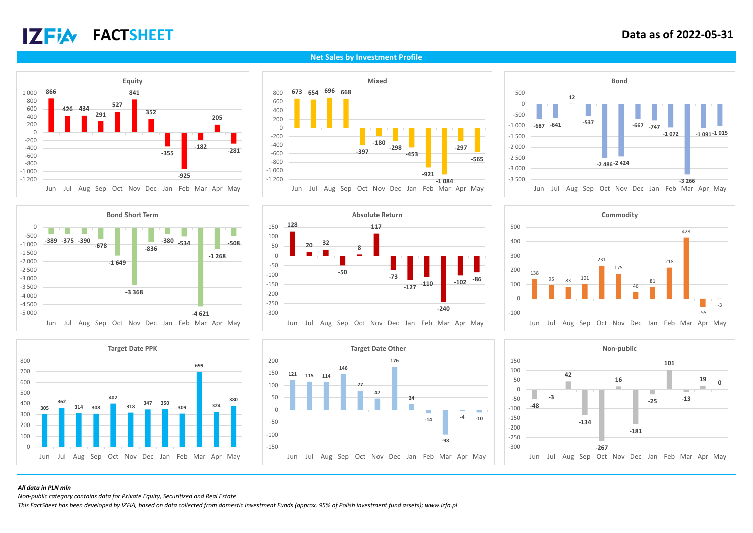# IZFiA FACTSHEET

**Data as of 2022-05-31**

## Net Sales by Investment Profile

### Equity

1 000
800
600
400
200
0
-200
-400
-600
-800
-1 000
-1 200

866 426 434 291 527 841 352 -355 -925 -182 205 -281

Jun Jul Aug Sep Oct Nov Dec Jan Feb Mar Apr May

### Mixed

800
600
400
200
0
-200
-400
-600
-800
-1 000
-1 200

673 654 696 668 -397 -180 -298 -453 -921 -1 084 -297 -565

Jun Jul Aug Sep Oct Nov Dec Jan Feb Mar Apr May

### Bond

500
0
-500
-1 000
-1 500
-2 000
-2 500
-3 000
-3 500

-687 -641 12 -537 -2 486 -2 424 -667 -747 -1 072 -3 266 -1 091 -1 015

Jun Jul Aug Sep Oct Nov Dec Jan Feb Mar Apr May

### Bond Short Term

0
-500
-1 000
-1 500
-2 000
-2 500
-3 000
-3 500
-4 000
-4 500
-5 000

-389 -375 -390 -678 -1 649 -3 368 -836 -380 -534 -4 621 -1 268 -508

Jun Jul Aug Sep Oct Nov Dec Jan Feb Mar Apr May

### Absolute Return

150
100
50
0
-50
-100
-150
-200
-250
-300

128 20 32 -50 8 117 -73 -127 -110 -240 -102 -86

Jun Jul Aug Sep Oct Nov Dec Jan Feb Mar Apr May

### Commodity

500
400
300
200
100
0
-100

138 95 83 101 231 175 46 81 218 428 -55 -3

Jun Jul Aug Sep Oct Nov Dec Jan Feb Mar Apr May

### Target Date PPK

800
700
600
500
400
300
200
100
0

305 362 314 308 402 318 347 350 309 699 324 380

Jun Jul Aug Sep Oct Nov Dec Jan Feb Mar Apr May

### Target Date Other

200
150
100
50
0
-50
-100
-150

121 115 114 146 77 47 176 24 -14 -98 -4 -10

Jun Jul Aug Sep Oct Nov Dec Jan Feb Mar Apr May

### Non-public

150
100
50
0
-50
-100
-150
-200
-250
-300

-48 -3 42 -134 -267 16 -181 -25 101 -13 19 0

Jun Jul Aug Sep Oct Nov Dec Jan Feb Mar Apr May

*All data in PLN mln*

*Non-public category contains data for Private Equity, Securitized and Real Estate*

*This FactSheet has been developed by IZFiA, based on data collected from domestic Investment Funds (approx. 95% of Polish investment fund assets); www.izfa.pl*